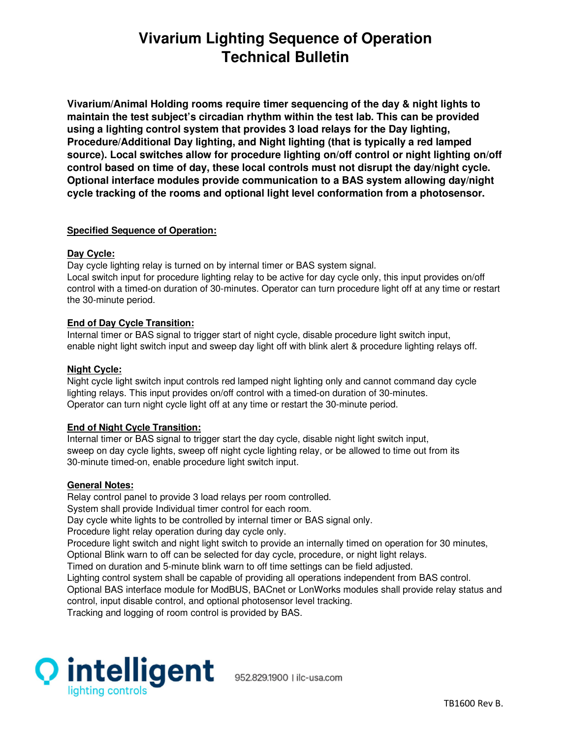# Vivarium Lighting Sequence of Operation
# Technical Bulletin

**Vivarium/Animal Holding rooms require timer sequencing of the day & night lights to maintain the test subject's circadian rhythm within the test lab. This can be provided using a lighting control system that provides 3 load relays for the Day lighting, Procedure/Additional Day lighting, and Night lighting (that is typically a red lamped source). Local switches allow for procedure lighting on/off control or night lighting on/off control based on time of day, these local controls must not disrupt the day/night cycle. Optional interface modules provide communication to a BAS system allowing day/night cycle tracking of the rooms and optional light level conformation from a photosensor.**

## Specified Sequence of Operation:

### Day Cycle:

Day cycle lighting relay is turned on by internal timer or BAS system signal.
Local switch input for procedure lighting relay to be active for day cycle only, this input provides on/off control with a timed-on duration of 30-minutes. Operator can turn procedure light off at any time or restart the 30-minute period.

### End of Day Cycle Transition:

Internal timer or BAS signal to trigger start of night cycle, disable procedure light switch input, enable night light switch input and sweep day light off with blink alert & procedure lighting relays off.

### Night Cycle:

Night cycle light switch input controls red lamped night lighting only and cannot command day cycle lighting relays. This input provides on/off control with a timed-on duration of 30-minutes.
Operator can turn night cycle light off at any time or restart the 30-minute period.

### End of Night Cycle Transition:

Internal timer or BAS signal to trigger start the day cycle, disable night light switch input, sweep on day cycle lights, sweep off night cycle lighting relay, or be allowed to time out from its 30-minute timed-on, enable procedure light switch input.

### General Notes:

Relay control panel to provide 3 load relays per room controlled.
System shall provide Individual timer control for each room.
Day cycle white lights to be controlled by internal timer or BAS signal only.
Procedure light relay operation during day cycle only.
Procedure light switch and night light switch to provide an internally timed on operation for 30 minutes,
Optional Blink warn to off can be selected for day cycle, procedure, or night light relays.
Timed on duration and 5-minute blink warn to off time settings can be field adjusted.
Lighting control system shall be capable of providing all operations independent from BAS control.
Optional BAS interface module for ModBUS, BACnet or LonWorks modules shall provide relay status and control, input disable control, and optional photosensor level tracking.
Tracking and logging of room control is provided by BAS.

intelligent lighting controls

952.829.1900 | ilc-usa.com

TB1600 Rev B.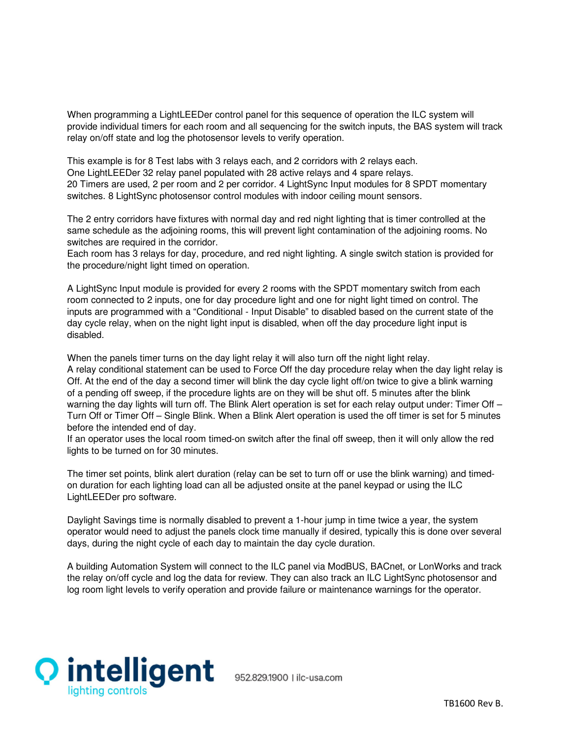When programming a LightLEEDer control panel for this sequence of operation the ILC system will provide individual timers for each room and all sequencing for the switch inputs, the BAS system will track relay on/off state and log the photosensor levels to verify operation.

This example is for 8 Test labs with 3 relays each, and 2 corridors with 2 relays each.
One LightLEEDer 32 relay panel populated with 28 active relays and 4 spare relays.
20 Timers are used, 2 per room and 2 per corridor. 4 LightSync Input modules for 8 SPDT momentary switches. 8 LightSync photosensor control modules with indoor ceiling mount sensors.

The 2 entry corridors have fixtures with normal day and red night lighting that is timer controlled at the same schedule as the adjoining rooms, this will prevent light contamination of the adjoining rooms. No switches are required in the corridor.
Each room has 3 relays for day, procedure, and red night lighting. A single switch station is provided for the procedure/night light timed on operation.

A LightSync Input module is provided for every 2 rooms with the SPDT momentary switch from each room connected to 2 inputs, one for day procedure light and one for night light timed on control. The inputs are programmed with a "Conditional - Input Disable" to disabled based on the current state of the day cycle relay, when on the night light input is disabled, when off the day procedure light input is disabled.

When the panels timer turns on the day light relay it will also turn off the night light relay.
A relay conditional statement can be used to Force Off the day procedure relay when the day light relay is Off. At the end of the day a second timer will blink the day cycle light off/on twice to give a blink warning of a pending off sweep, if the procedure lights are on they will be shut off. 5 minutes after the blink warning the day lights will turn off. The Blink Alert operation is set for each relay output under: Timer Off – Turn Off or Timer Off – Single Blink. When a Blink Alert operation is used the off timer is set for 5 minutes before the intended end of day.
If an operator uses the local room timed-on switch after the final off sweep, then it will only allow the red lights to be turned on for 30 minutes.

The timer set points, blink alert duration (relay can be set to turn off or use the blink warning) and timed-on duration for each lighting load can all be adjusted onsite at the panel keypad or using the ILC LightLEEDer pro software.

Daylight Savings time is normally disabled to prevent a 1-hour jump in time twice a year, the system operator would need to adjust the panels clock time manually if desired, typically this is done over several days, during the night cycle of each day to maintain the day cycle duration.

A building Automation System will connect to the ILC panel via ModBUS, BACnet, or LonWorks and track the relay on/off cycle and log the data for review. They can also track an ILC LightSync photosensor and log room light levels to verify operation and provide failure or maintenance warnings for the operator.

intelligent lighting controls

952.829.1900 | ilc-usa.com

TB1600 Rev B.